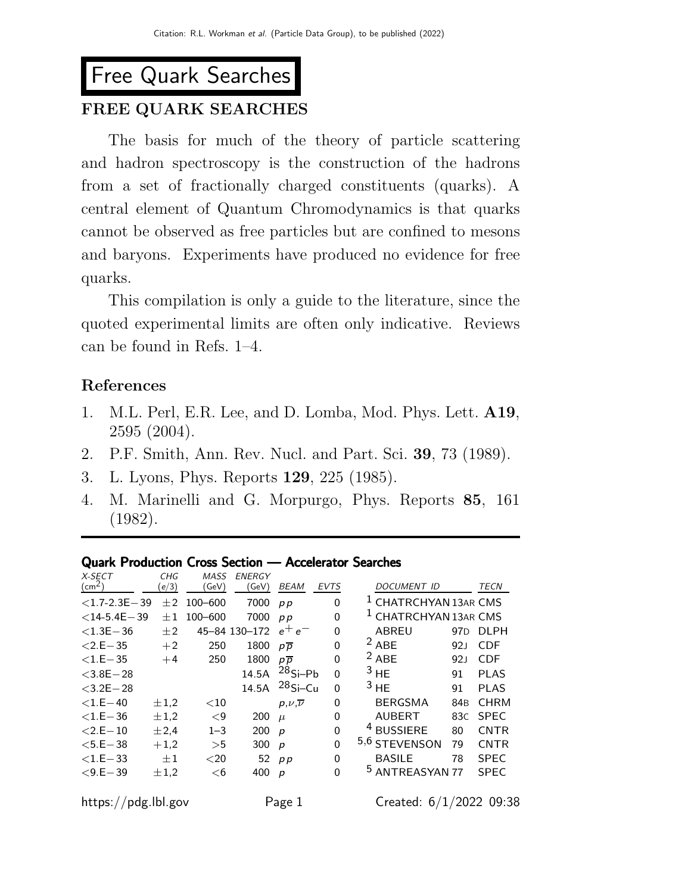# Free Quark Searches

## FREE QUARK SEARCHES

The basis for much of the theory of particle scattering and hadron spectroscopy is the construction of the hadrons from a set of fractionally charged constituents (quarks). A central element of Quantum Chromodynamics is that quarks cannot be observed as free particles but are confined to mesons and baryons. Experiments have produced no evidence for free quarks.

This compilation is only a guide to the literature, since the quoted experimental limits are often only indicative. Reviews can be found in Refs. 1–4.

### References

1. M.L. Perl, E.R. Lee, and D. Lomba, Mod. Phys. Lett. **A19**, 2595 (2004).
2. P.F. Smith, Ann. Rev. Nucl. and Part. Sci. **39**, 73 (1989).
3. L. Lyons, Phys. Reports **129**, 225 (1985).
4. M. Marinelli and G. Morpurgo, Phys. Reports **85**, 161 (1982).

---

### Quark Production Cross Section — Accelerator Searches

| X-SECT (cm$^2$) | CHG (e/3) | MASS (GeV) | ENERGY (GeV) | BEAM | EVTS | DOCUMENT ID | | TECN |
|---|---|---|---|---|---|---|---|---|
| <1.7-2.3E−39 | ±2 | 100–600 | 7000 | $pp$ | 0 | [1] CHATRCHYAN | 13AR | CMS |
| <14-5.4E−39 | ±1 | 100–600 | 7000 | $pp$ | 0 | [1] CHATRCHYAN | 13AR | CMS |
| <1.3E−36 | ±2 | 45–84 | 130–172 | $e^+e^-$ | 0 | ABREU | 97D | DLPH |
| <2.E−35 | +2 | 250 | 1800 | $p\overline{p}$ | 0 | [2] ABE | 92J | CDF |
| <1.E−35 | +4 | 250 | 1800 | $p\overline{p}$ | 0 | [2] ABE | 92J | CDF |
| <3.8E−28 | | | 14.5A | $^{28}$Si–Pb | 0 | [3] HE | 91 | PLAS |
| <3.2E−28 | | | 14.5A | $^{28}$Si–Cu | 0 | [3] HE | 91 | PLAS |
| <1.E−40 | ±1,2 | <10 | | $p,\nu,\overline{\nu}$ | 0 | BERGSMA | 84B | CHRM |
| <1.E−36 | ±1,2 | <9 | 200 | $\mu$ | 0 | AUBERT | 83C | SPEC |
| <2.E−10 | ±2,4 | 1–3 | 200 | $p$ | 0 | [4] BUSSIERE | 80 | CNTR |
| <5.E−38 | +1,2 | >5 | 300 | $p$ | 0 | [5,6] STEVENSON | 79 | CNTR |
| <1.E−33 | ±1 | <20 | 52 | $pp$ | 0 | BASILE | 78 | SPEC |
| <9.E−39 | ±1,2 | <6 | 400 | $p$ | 0 | [5] ANTREASYAN | 77 | SPEC |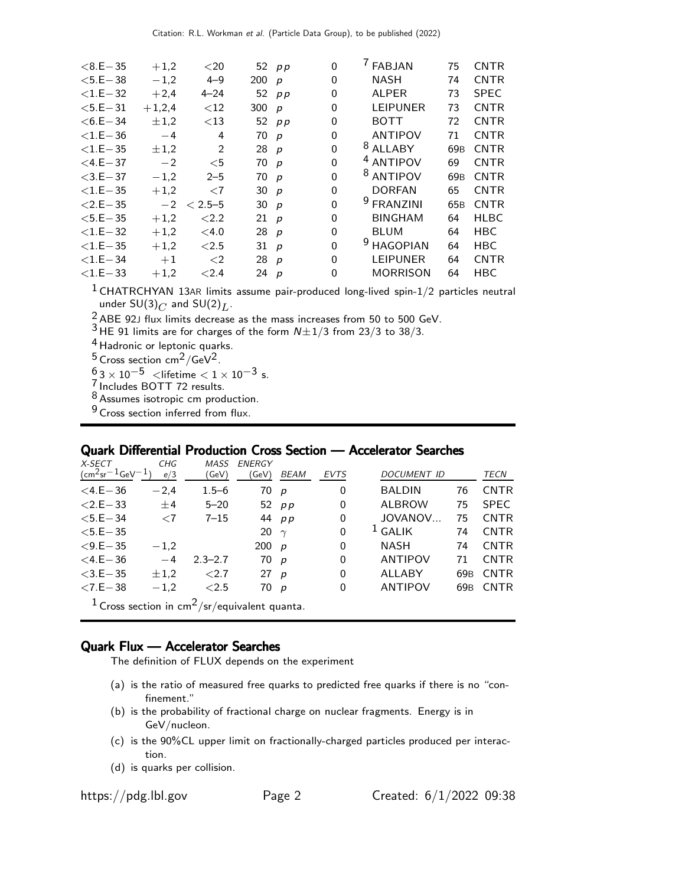| | | | | | | | | |
|---|---|---|---|---|---|---|---|---|
| <8.E−35 | +1,2 | <20 | 52 | $pp$ | 0 | [7] FABJAN | 75 | CNTR |
| <5.E−38 | −1,2 | 4–9 | 200 | $p$ | 0 | NASH | 74 | CNTR |
| <1.E−32 | +2,4 | 4–24 | 52 | $pp$ | 0 | ALPER | 73 | SPEC |
| <5.E−31 | +1,2,4 | <12 | 300 | $p$ | 0 | LEIPUNER | 73 | CNTR |
| <6.E−34 | ±1,2 | <13 | 52 | $pp$ | 0 | BOTT | 72 | CNTR |
| <1.E−36 | −4 | 4 | 70 | $p$ | 0 | ANTIPOV | 71 | CNTR |
| <1.E−35 | ±1,2 | 2 | 28 | $p$ | 0 | [8] ALLABY | 69B | CNTR |
| <4.E−37 | −2 | <5 | 70 | $p$ | 0 | [4] ANTIPOV | 69 | CNTR |
| <3.E−37 | −1,2 | 2–5 | 70 | $p$ | 0 | [8] ANTIPOV | 69B | CNTR |
| <1.E−35 | +1,2 | <7 | 30 | $p$ | 0 | DORFAN | 65 | CNTR |
| <2.E−35 | −2 | < 2.5–5 | 30 | $p$ | 0 | [9] FRANZINI | 65B | CNTR |
| <5.E−35 | +1,2 | <2.2 | 21 | $p$ | 0 | BINGHAM | 64 | HLBC |
| <1.E−32 | +1,2 | <4.0 | 28 | $p$ | 0 | BLUM | 64 | HBC |
| <1.E−35 | +1,2 | <2.5 | 31 | $p$ | 0 | [9] HAGOPIAN | 64 | HBC |
| <1.E−34 | +1 | <2 | 28 | $p$ | 0 | LEIPUNER | 64 | CNTR |
| <1.E−33 | +1,2 | <2.4 | 24 | $p$ | 0 | MORRISON | 64 | HBC |

[1] CHATRCHYAN 13AR limits assume pair-produced long-lived spin-1/2 particles neutral under $SU(3)_C$ and $SU(2)_L$.
[2] ABE 92J flux limits decrease as the mass increases from 50 to 500 GeV.
[3] HE 91 limits are for charges of the form $N \pm 1/3$ from 23/3 to 38/3.
[4] Hadronic or leptonic quarks.
[5] Cross section $cm^2/GeV^2$.
[6] $3 \times 10^{-5}$ <lifetime < $1 \times 10^{-3}$ s.
[7] Includes BOTT 72 results.
[8] Assumes isotropic cm production.
[9] Cross section inferred from flux.

## Quark Differential Production Cross Section — Accelerator Searches

| X-SECT ($cm^2 sr^{-1} GeV^{-1}$) | CHG $e/3$ | MASS (GeV) | ENERGY (GeV) | BEAM | EVTS | DOCUMENT ID | | TECN |
|---|---|---|---|---|---|---|---|---|
| <4.E−36 | −2,4 | 1.5–6 | 70 | $p$ | 0 | BALDIN | 76 | CNTR |
| <2.E−33 | ±4 | 5–20 | 52 | $pp$ | 0 | ALBROW | 75 | SPEC |
| <5.E−34 | <7 | 7–15 | 44 | $pp$ | 0 | JOVANOV... | 75 | CNTR |
| <5.E−35 | | | 20 | $\gamma$ | 0 | [1] GALIK | 74 | CNTR |
| <9.E−35 | −1,2 | | 200 | $p$ | 0 | NASH | 74 | CNTR |
| <4.E−36 | −4 | 2.3–2.7 | 70 | $p$ | 0 | ANTIPOV | 71 | CNTR |
| <3.E−35 | ±1,2 | <2.7 | 27 | $p$ | 0 | ALLABY | 69B | CNTR |
| <7.E−38 | −1,2 | <2.5 | 70 | $p$ | 0 | ANTIPOV | 69B | CNTR |

[1] Cross section in $cm^2$/sr/equivalent quanta.

## Quark Flux — Accelerator Searches

The definition of FLUX depends on the experiment

- (a) is the ratio of measured free quarks to predicted free quarks if there is no "confinement."
- (b) is the probability of fractional charge on nuclear fragments. Energy is in GeV/nucleon.
- (c) is the 90%CL upper limit on fractionally-charged particles produced per interaction.
- (d) is quarks per collision.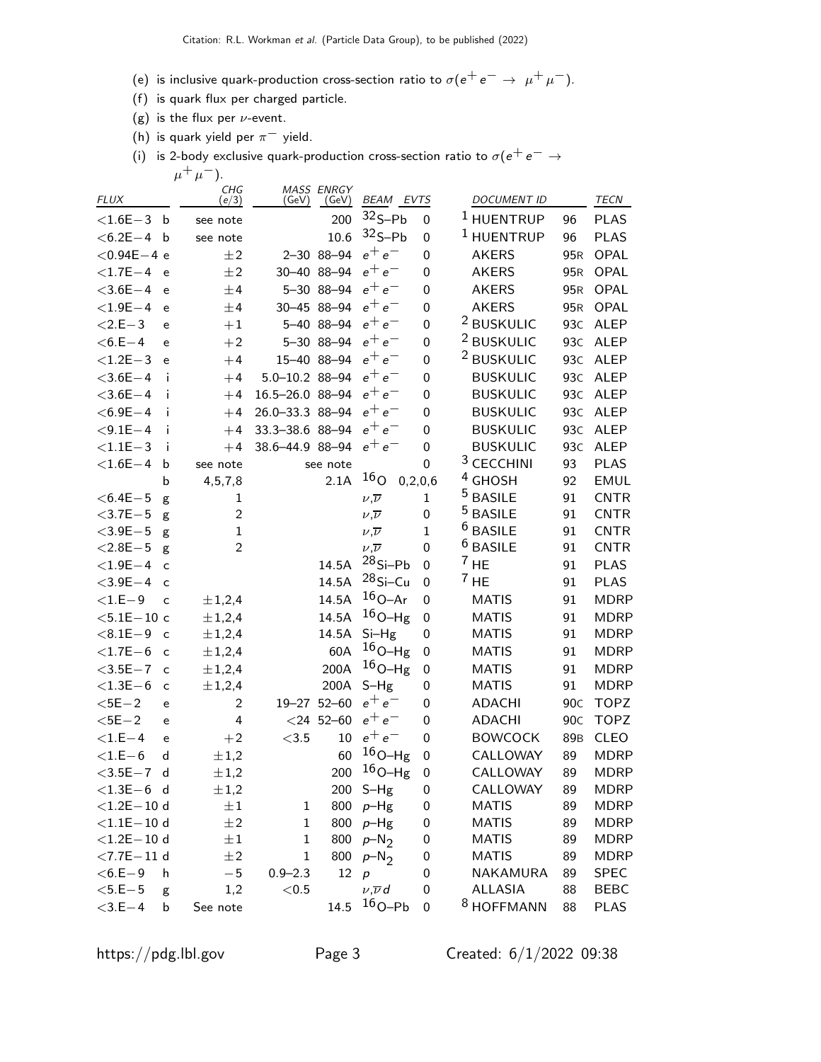(e) is inclusive quark-production cross-section ratio to $\sigma(e^+e^- \rightarrow \mu^+\mu^-)$.

(f) is quark flux per charged particle.

(g) is the flux per $\nu$-event.

(h) is quark yield per $\pi^-$ yield.

(i) is 2-body exclusive quark-production cross-section ratio to $\sigma(e^+e^- \rightarrow \mu^+\mu^-)$.

| FLUX | | CHG (e/3) | MASS (GeV) | ENRGY (GeV) | BEAM | EVTS | DOCUMENT ID | | TECN |
|---|---|---|---|---|---|---|---|---|---|
| <1.6E−3 | b | see note | | 200 | $^{32}$S–Pb | 0 | [1] HUENTRUP | 96 | PLAS |
| <6.2E−4 | b | see note | | 10.6 | $^{32}$S–Pb | 0 | [1] HUENTRUP | 96 | PLAS |
| <0.94E−4 | e | $\pm2$ | 2–30 | 88–94 | $e^+e^-$ | 0 | AKERS | 95R | OPAL |
| <1.7E−4 | e | $\pm2$ | 30–40 | 88–94 | $e^+e^-$ | 0 | AKERS | 95R | OPAL |
| <3.6E−4 | e | $\pm4$ | 5–30 | 88–94 | $e^+e^-$ | 0 | AKERS | 95R | OPAL |
| <1.9E−4 | e | $\pm4$ | 30–45 | 88–94 | $e^+e^-$ | 0 | AKERS | 95R | OPAL |
| <2.E−3 | e | +1 | 5–40 | 88–94 | $e^+e^-$ | 0 | [2] BUSKULIC | 93C | ALEP |
| <6.E−4 | e | +2 | 5–30 | 88–94 | $e^+e^-$ | 0 | [2] BUSKULIC | 93C | ALEP |
| <1.2E−3 | e | +4 | 15–40 | 88–94 | $e^+e^-$ | 0 | [2] BUSKULIC | 93C | ALEP |
| <3.6E−4 | i | +4 | 5.0–10.2 | 88–94 | $e^+e^-$ | 0 | BUSKULIC | 93C | ALEP |
| <3.6E−4 | i | +4 | 16.5–26.0 | 88–94 | $e^+e^-$ | 0 | BUSKULIC | 93C | ALEP |
| <6.9E−4 | i | +4 | 26.0–33.3 | 88–94 | $e^+e^-$ | 0 | BUSKULIC | 93C | ALEP |
| <9.1E−4 | i | +4 | 33.3–38.6 | 88–94 | $e^+e^-$ | 0 | BUSKULIC | 93C | ALEP |
| <1.1E−3 | i | +4 | 38.6–44.9 | 88–94 | $e^+e^-$ | 0 | BUSKULIC | 93C | ALEP |
| <1.6E−4 | b | see note | | see note | | 0 | [3] CECCHINI | 93 | PLAS |
| | b | 4,5,7,8 | | 2.1A | $^{16}$O | 0,2,0,6 | [4] GHOSH | 92 | EMUL |
| <6.4E−5 | g | 1 | | | $\nu,\overline{\nu}$ | 1 | [5] BASILE | 91 | CNTR |
| <3.7E−5 | g | 2 | | | $\nu,\overline{\nu}$ | 0 | [5] BASILE | 91 | CNTR |
| <3.9E−5 | g | 1 | | | $\nu,\overline{\nu}$ | 1 | [6] BASILE | 91 | CNTR |
| <2.8E−5 | g | 2 | | | $\nu,\overline{\nu}$ | 0 | [6] BASILE | 91 | CNTR |
| <1.9E−4 | c | | | 14.5A | $^{28}$Si–Pb | 0 | [7] HE | 91 | PLAS |
| <3.9E−4 | c | | | 14.5A | $^{28}$Si–Cu | 0 | [7] HE | 91 | PLAS |
| <1.E−9 | c | $\pm1,2,4$ | | 14.5A | $^{16}$O–Ar | 0 | MATIS | 91 | MDRP |
| <5.1E−10 | c | $\pm1,2,4$ | | 14.5A | $^{16}$O–Hg | 0 | MATIS | 91 | MDRP |
| <8.1E−9 | c | $\pm1,2,4$ | | 14.5A | Si–Hg | 0 | MATIS | 91 | MDRP |
| <1.7E−6 | c | $\pm1,2,4$ | | 60A | $^{16}$O–Hg | 0 | MATIS | 91 | MDRP |
| <3.5E−7 | c | $\pm1,2,4$ | | 200A | $^{16}$O–Hg | 0 | MATIS | 91 | MDRP |
| <1.3E−6 | c | $\pm1,2,4$ | | 200A | S–Hg | 0 | MATIS | 91 | MDRP |
| <5E−2 | e | 2 | 19–27 | 52–60 | $e^+e^-$ | 0 | ADACHI | 90C | TOPZ |
| <5E−2 | e | 4 | <24 | 52–60 | $e^+e^-$ | 0 | ADACHI | 90C | TOPZ |
| <1.E−4 | e | +2 | <3.5 | 10 | $e^+e^-$ | 0 | BOWCOCK | 89B | CLEO |
| <1.E−6 | d | $\pm1,2$ | | 60 | $^{16}$O–Hg | 0 | CALLOWAY | 89 | MDRP |
| <3.5E−7 | d | $\pm1,2$ | | 200 | $^{16}$O–Hg | 0 | CALLOWAY | 89 | MDRP |
| <1.3E−6 | d | $\pm1,2$ | | 200 | S–Hg | 0 | CALLOWAY | 89 | MDRP |
| <1.2E−10 | d | $\pm1$ | 1 | 800 | $p$–Hg | 0 | MATIS | 89 | MDRP |
| <1.1E−10 | d | $\pm2$ | 1 | 800 | $p$–Hg | 0 | MATIS | 89 | MDRP |
| <1.2E−10 | d | $\pm1$ | 1 | 800 | $p$–$N_2$ | 0 | MATIS | 89 | MDRP |
| <7.7E−11 | d | $\pm2$ | 1 | 800 | $p$–$N_2$ | 0 | MATIS | 89 | MDRP |
| <6.E−9 | h | −5 | 0.9–2.3 | 12 | $p$ | 0 | NAKAMURA | 89 | SPEC |
| <5.E−5 | g | 1,2 | <0.5 | | $\nu,\overline{\nu}d$ | 0 | ALLASIA | 88 | BEBC |
| <3.E−4 | b | See note | | 14.5 | $^{16}$O–Pb | 0 | [8] HOFFMANN | 88 | PLAS |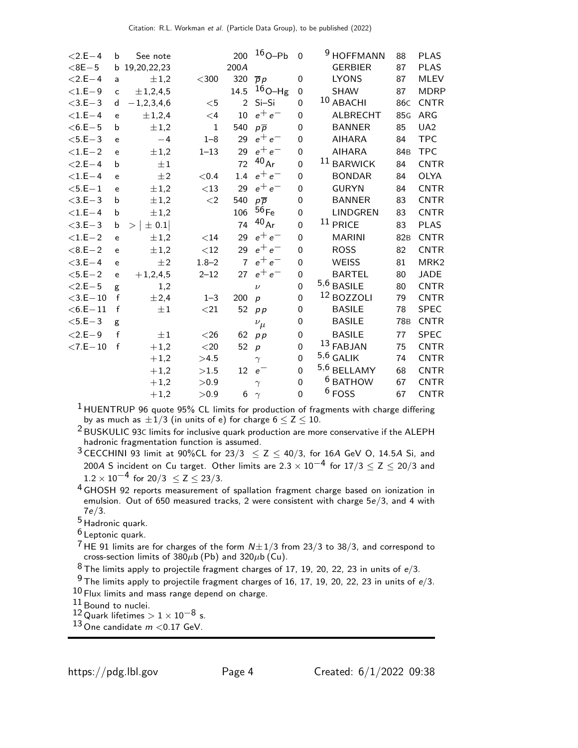| | | | | | | | | | | |
|---|---|---|---|---|---|---|---|---|---|---|
| $<2.E-4$ | b | See note | | 200 | $^{16}$O–Pb | 0 | [9] HOFFMANN | 88 | PLAS |
| $<8E-5$ | b | 19,20,22,23 | | 200A | | | GERBIER | 87 | PLAS |
| $<2.E-4$ | a | $\pm1,2$ | $<300$ | 320 | $\overline{p}p$ | 0 | LYONS | 87 | MLEV |
| $<1.E-9$ | c | $\pm1,2,4,5$ | | 14.5 | $^{16}$O–Hg | 0 | SHAW | 87 | MDRP |
| $<3.E-3$ | d | $-1,2,3,4,6$ | $<5$ | 2 | Si–Si | 0 | [10] ABACHI | 86C | CNTR |
| $<1.E-4$ | e | $\pm1,2,4$ | $<4$ | 10 | $e^+e^-$ | 0 | ALBRECHT | 85G | ARG |
| $<6.E-5$ | b | $\pm1,2$ | 1 | 540 | $p\overline{p}$ | 0 | BANNER | 85 | UA2 |
| $<5.E-3$ | e | $-4$ | 1–8 | 29 | $e^+e^-$ | 0 | AIHARA | 84 | TPC |
| $<1.E-2$ | e | $\pm1,2$ | 1–13 | 29 | $e^+e^-$ | 0 | AIHARA | 84B | TPC |
| $<2.E-4$ | b | $\pm1$ | | 72 | $^{40}$Ar | 0 | [11] BARWICK | 84 | CNTR |
| $<1.E-4$ | e | $\pm2$ | $<0.4$ | 1.4 | $e^+e^-$ | 0 | BONDAR | 84 | OLYA |
| $<5.E-1$ | e | $\pm1,2$ | $<13$ | 29 | $e^+e^-$ | 0 | GURYN | 84 | CNTR |
| $<3.E-3$ | b | $\pm1,2$ | $<2$ | 540 | $p\overline{p}$ | 0 | BANNER | 83 | CNTR |
| $<1.E-4$ | b | $\pm1,2$ | | 106 | $^{56}$Fe | 0 | LINDGREN | 83 | CNTR |
| $<3.E-3$ | b | $>\mid\pm0.1\mid$ | | 74 | $^{40}$Ar | 0 | [11] PRICE | 83 | PLAS |
| $<1.E-2$ | e | $\pm1,2$ | $<14$ | 29 | $e^+e^-$ | 0 | MARINI | 82B | CNTR |
| $<8.E-2$ | e | $\pm1,2$ | $<12$ | 29 | $e^+e^-$ | 0 | ROSS | 82 | CNTR |
| $<3.E-4$ | e | $\pm2$ | 1.8–2 | 7 | $e^+e^-$ | 0 | WEISS | 81 | MRK2 |
| $<5.E-2$ | e | $+1,2,4,5$ | 2–12 | 27 | $e^+e^-$ | 0 | BARTEL | 80 | JADE |
| $<2.E-5$ | g | 1,2 | | | $\nu$ | 0 | [5,6] BASILE | 80 | CNTR |
| $<3.E-10$ | f | $\pm2,4$ | 1–3 | 200 | $p$ | 0 | [12] BOZZOLI | 79 | CNTR |
| $<6.E-11$ | f | $\pm1$ | $<21$ | 52 | $pp$ | 0 | BASILE | 78 | SPEC |
| $<5.E-3$ | g | | | | $\nu_\mu$ | 0 | BASILE | 78B | CNTR |
| $<2.E-9$ | f | $\pm1$ | $<26$ | 62 | $pp$ | 0 | BASILE | 77 | SPEC |
| $<7.E-10$ | f | $+1,2$ | $<20$ | 52 | $p$ | 0 | [13] FABJAN | 75 | CNTR |
| | | $+1,2$ | $>4.5$ | | $\gamma$ | 0 | [5,6] GALIK | 74 | CNTR |
| | | $+1,2$ | $>1.5$ | 12 | $e^-$ | 0 | [5,6] BELLAMY | 68 | CNTR |
| | | $+1,2$ | $>0.9$ | | $\gamma$ | 0 | [6] BATHOW | 67 | CNTR |
| | | $+1,2$ | $>0.9$ | 6 | $\gamma$ | 0 | [6] FOSS | 67 | CNTR |

[1] HUENTRUP 96 quote 95% CL limits for production of fragments with charge differing by as much as $\pm1/3$ (in units of e) for charge $6 \leq Z \leq 10$.

[2] BUSKULIC 93C limits for inclusive quark production are more conservative if the ALEPH hadronic fragmentation function is assumed.

[3] CECCHINI 93 limit at 90%CL for $23/3 \leq Z \leq 40/3$, for 16A GeV O, 14.5A Si, and 200A S incident on Cu target. Other limits are $2.3 \times 10^{-4}$ for $17/3 \leq Z \leq 20/3$ and $1.2 \times 10^{-4}$ for $20/3 \leq Z \leq 23/3$.

[4] GHOSH 92 reports measurement of spallation fragment charge based on ionization in emulsion. Out of 650 measured tracks, 2 were consistent with charge $5e/3$, and 4 with $7e/3$.

[5] Hadronic quark.

[6] Leptonic quark.

[7] HE 91 limits are for charges of the form $N\pm1/3$ from 23/3 to 38/3, and correspond to cross-section limits of 380$\mu$b (Pb) and 320$\mu$b (Cu).

[8] The limits apply to projectile fragment charges of 17, 19, 20, 22, 23 in units of $e/3$.

[9] The limits apply to projectile fragment charges of 16, 17, 19, 20, 22, 23 in units of $e/3$.

[10] Flux limits and mass range depend on charge.

[11] Bound to nuclei.

[12] Quark lifetimes $> 1 \times 10^{-8}$ s.

[13] One candidate $m < 0.17$ GeV.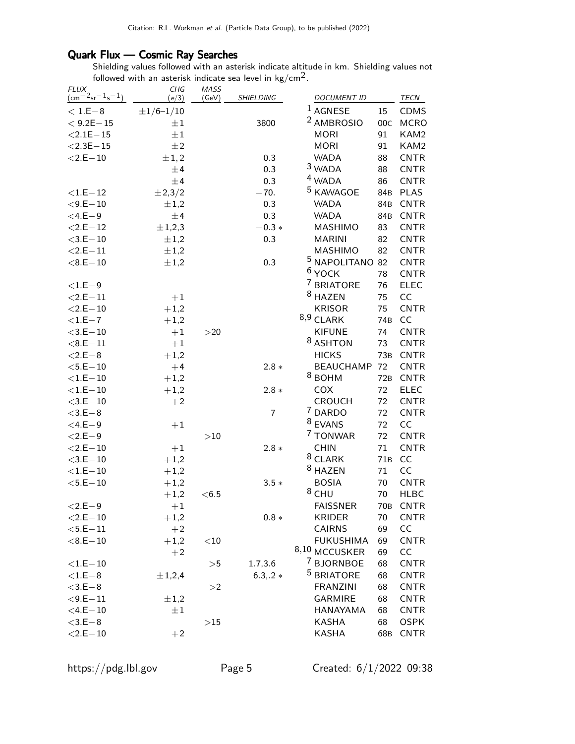## Quark Flux — Cosmic Ray Searches

Shielding values followed with an asterisk indicate altitude in km. Shielding values not followed with an asterisk indicate sea level in kg/cm$^2$.

| FLUX $(\text{cm}^{-2}\text{sr}^{-1}\text{s}^{-1})$ | CHG $(e/3)$ | MASS (GeV) | SHIELDING | DOCUMENT ID | | TECN |
|---|---|---|---|---|---|---|
| $<$ 1.E−8 | ±1/6–1/10 | | | [1] AGNESE | 15 | CDMS |
| $<$ 9.2E−15 | ±1 | | 3800 | [2] AMBROSIO | 00C | MCRO |
| $<$2.1E−15 | ±1 | | | MORI | 91 | KAM2 |
| $<$2.3E−15 | ±2 | | | MORI | 91 | KAM2 |
| $<$2.E−10 | ±1,2 | | 0.3 | WADA | 88 | CNTR |
| | ±4 | | 0.3 | [3] WADA | 88 | CNTR |
| | ±4 | | 0.3 | [4] WADA | 86 | CNTR |
| $<$1.E−12 | ±2,3/2 | | −70. | [5] KAWAGOE | 84B | PLAS |
| $<$9.E−10 | ±1,2 | | 0.3 | WADA | 84B | CNTR |
| $<$4.E−9 | ±4 | | 0.3 | WADA | 84B | CNTR |
| $<$2.E−12 | ±1,2,3 | | −0.3 * | MASHIMO | 83 | CNTR |
| $<$3.E−10 | ±1,2 | | 0.3 | MARINI | 82 | CNTR |
| $<$2.E−11 | ±1,2 | | | MASHIMO | 82 | CNTR |
| $<$8.E−10 | ±1,2 | | 0.3 | [5] NAPOLITANO | 82 | CNTR |
| | | | | [6] YOCK | 78 | CNTR |
| $<$1.E−9 | | | | [7] BRIATORE | 76 | ELEC |
| $<$2.E−11 | +1 | | | [8] HAZEN | 75 | CC |
| $<$2.E−10 | +1,2 | | | KRISOR | 75 | CNTR |
| $<$1.E−7 | +1,2 | | | [8,9] CLARK | 74B | CC |
| $<$3.E−10 | +1 | $>$20 | | KIFUNE | 74 | CNTR |
| $<$8.E−11 | +1 | | | [8] ASHTON | 73 | CNTR |
| $<$2.E−8 | +1,2 | | | HICKS | 73B | CNTR |
| $<$5.E−10 | +4 | | 2.8 * | BEAUCHAMP | 72 | CNTR |
| $<$1.E−10 | +1,2 | | | [8] BOHM | 72B | CNTR |
| $<$1.E−10 | +1,2 | | 2.8 * | COX | 72 | ELEC |
| $<$3.E−10 | +2 | | | CROUCH | 72 | CNTR |
| $<$3.E−8 | | | 7 | [7] DARDO | 72 | CNTR |
| $<$4.E−9 | +1 | | | [8] EVANS | 72 | CC |
| $<$2.E−9 | | $>$10 | | [7] TONWAR | 72 | CNTR |
| $<$2.E−10 | +1 | | 2.8 * | CHIN | 71 | CNTR |
| $<$3.E−10 | +1,2 | | | [8] CLARK | 71B | CC |
| $<$1.E−10 | +1,2 | | | [8] HAZEN | 71 | CC |
| $<$5.E−10 | +1,2 | | 3.5 * | BOSIA | 70 | CNTR |
| | +1,2 | $<$6.5 | | [8] CHU | 70 | HLBC |
| $<$2.E−9 | +1 | | | FAISSNER | 70B | CNTR |
| $<$2.E−10 | +1,2 | | 0.8 * | KRIDER | 70 | CNTR |
| $<$5.E−11 | +2 | | | CAIRNS | 69 | CC |
| $<$8.E−10 | +1,2 | $<$10 | | FUKUSHIMA | 69 | CNTR |
| | +2 | | | [8,10] MCCUSKER | 69 | CC |
| $<$1.E−10 | | $>$5 | 1.7,3.6 | [7] BJORNBOE | 68 | CNTR |
| $<$1.E−8 | ±1,2,4 | | 6.3,.2 * | [5] BRIATORE | 68 | CNTR |
| $<$3.E−8 | | $>$2 | | FRANZINI | 68 | CNTR |
| $<$9.E−11 | ±1,2 | | | GARMIRE | 68 | CNTR |
| $<$4.E−10 | ±1 | | | HANAYAMA | 68 | CNTR |
| $<$3.E−8 | | $>$15 | | KASHA | 68 | OSPK |
| $<$2.E−10 | +2 | | | KASHA | 68B | CNTR |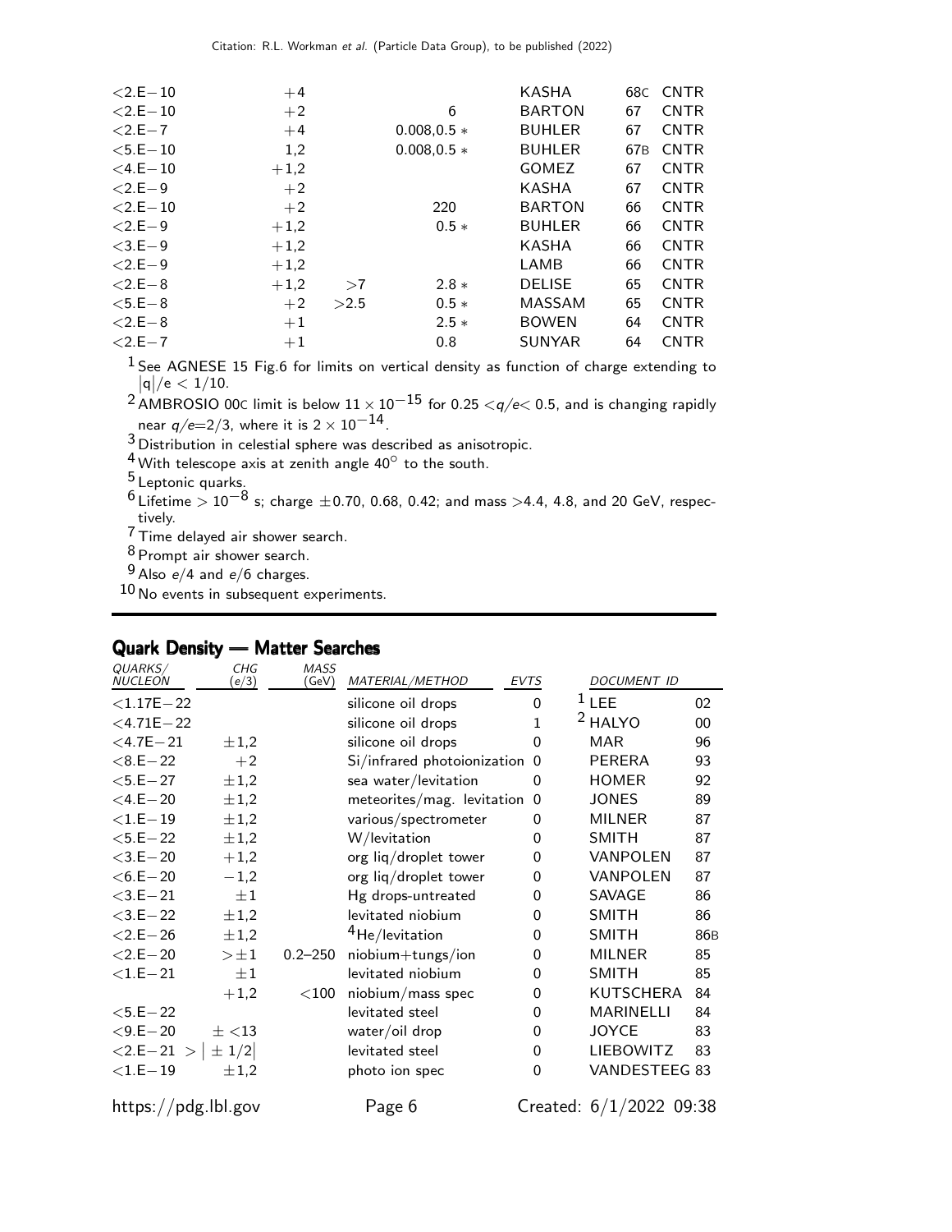| | | | | | | |
|---|---|---|---|---|---|---|
| <2.E−10 | +4 | | | KASHA | 68C | CNTR |
| <2.E−10 | +2 | | 6 | BARTON | 67 | CNTR |
| <2.E−7 | +4 | | 0.008,0.5 * | BUHLER | 67 | CNTR |
| <5.E−10 | 1,2 | | 0.008,0.5 * | BUHLER | 67B | CNTR |
| <4.E−10 | +1,2 | | | GOMEZ | 67 | CNTR |
| <2.E−9 | +2 | | | KASHA | 67 | CNTR |
| <2.E−10 | +2 | | 220 | BARTON | 66 | CNTR |
| <2.E−9 | +1,2 | | 0.5 * | BUHLER | 66 | CNTR |
| <3.E−9 | +1,2 | | | KASHA | 66 | CNTR |
| <2.E−9 | +1,2 | | | LAMB | 66 | CNTR |
| <2.E−8 | +1,2 | >7 | 2.8 * | DELISE | 65 | CNTR |
| <5.E−8 | +2 | >2.5 | 0.5 * | MASSAM | 65 | CNTR |
| <2.E−8 | +1 | | 2.5 * | BOWEN | 64 | CNTR |
| <2.E−7 | +1 | | 0.8 | SUNYAR | 64 | CNTR |

[1] See AGNESE 15 Fig.6 for limits on vertical density as function of charge extending to $|q|/e < 1/10$.

[2] AMBROSIO 00C limit is below $11 \times 10^{-15}$ for $0.25 < q/e < 0.5$, and is changing rapidly near $q/e$=2/3, where it is $2 \times 10^{-14}$.

[3] Distribution in celestial sphere was described as anisotropic.

[4] With telescope axis at zenith angle 40° to the south.

[5] Leptonic quarks.

[6] Lifetime $> 10^{-8}$ s; charge ±0.70, 0.68, 0.42; and mass >4.4, 4.8, and 20 GeV, respectively.

[7] Time delayed air shower search.

[8] Prompt air shower search.

[9] Also $e/4$ and $e/6$ charges.

[10] No events in subsequent experiments.

## Quark Density — Matter Searches

| QUARKS/NUCLEON | CHG (e/3) | MASS (GeV) | MATERIAL/METHOD | EVTS | DOCUMENT ID | |
|---|---|---|---|---|---|---|
| <1.17E−22 | | | silicone oil drops | 0 | [1] LEE | 02 |
| <4.71E−22 | | | silicone oil drops | 1 | [2] HALYO | 00 |
| <4.7E−21 | ±1,2 | | silicone oil drops | 0 | MAR | 96 |
| <8.E−22 | +2 | | Si/infrared photoionization | 0 | PERERA | 93 |
| <5.E−27 | ±1,2 | | sea water/levitation | 0 | HOMER | 92 |
| <4.E−20 | ±1,2 | | meteorites/mag. levitation | 0 | JONES | 89 |
| <1.E−19 | ±1,2 | | various/spectrometer | 0 | MILNER | 87 |
| <5.E−22 | ±1,2 | | W/levitation | 0 | SMITH | 87 |
| <3.E−20 | +1,2 | | org liq/droplet tower | 0 | VANPOLEN | 87 |
| <6.E−20 | −1,2 | | org liq/droplet tower | 0 | VANPOLEN | 87 |
| <3.E−21 | ±1 | | Hg drops-untreated | 0 | SAVAGE | 86 |
| <3.E−22 | ±1,2 | | levitated niobium | 0 | SMITH | 86 |
| <2.E−26 | ±1,2 | | $^4$He/levitation | 0 | SMITH | 86B |
| <2.E−20 | >±1 | 0.2–250 | niobium+tungs/ion | 0 | MILNER | 85 |
| <1.E−21 | ±1 | | levitated niobium | 0 | SMITH | 85 |
| | +1,2 | <100 | niobium/mass spec | 0 | KUTSCHERA | 84 |
| <5.E−22 | | | levitated steel | 0 | MARINELLI | 84 |
| <9.E−20 | ± <13 | | water/oil drop | 0 | JOYCE | 83 |
| <2.E−21 | > \| ± 1/2\| | | levitated steel | 0 | LIEBOWITZ | 83 |
| <1.E−19 | ±1,2 | | photo ion spec | 0 | VANDESTEEG | 83 |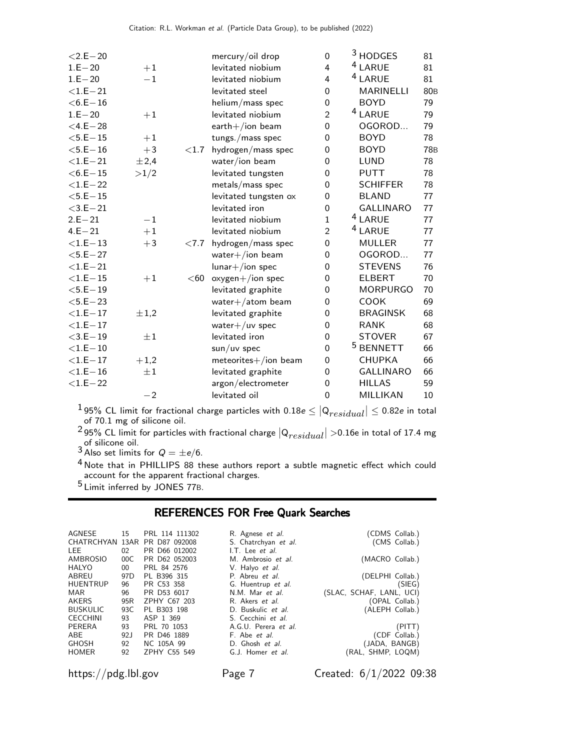| | | | | | | |
|---|---|---|---|---|---|---|
| <2.E−20 | | | mercury/oil drop | 0 | [3] HODGES | 81 |
| 1.E−20 | +1 | | levitated niobium | 4 | [4] LARUE | 81 |
| 1.E−20 | −1 | | levitated niobium | 4 | [4] LARUE | 81 |
| <1.E−21 | | | levitated steel | 0 | MARINELLI | 80B |
| <6.E−16 | | | helium/mass spec | 0 | BOYD | 79 |
| 1.E−20 | +1 | | levitated niobium | 2 | [4] LARUE | 79 |
| <4.E−28 | | | earth+/ion beam | 0 | OGOROD... | 79 |
| <5.E−15 | +1 | | tungs./mass spec | 0 | BOYD | 78 |
| <5.E−16 | +3 | <1.7 | hydrogen/mass spec | 0 | BOYD | 78B |
| <1.E−21 | ±2,4 | | water/ion beam | 0 | LUND | 78 |
| <6.E−15 | >1/2 | | levitated tungsten | 0 | PUTT | 78 |
| <1.E−22 | | | metals/mass spec | 0 | SCHIFFER | 78 |
| <5.E−15 | | | levitated tungsten ox | 0 | BLAND | 77 |
| <3.E−21 | | | levitated iron | 0 | GALLINARO | 77 |
| 2.E−21 | −1 | | levitated niobium | 1 | [4] LARUE | 77 |
| 4.E−21 | +1 | | levitated niobium | 2 | [4] LARUE | 77 |
| <1.E−13 | +3 | <7.7 | hydrogen/mass spec | 0 | MULLER | 77 |
| <5.E−27 | | | water+/ion beam | 0 | OGOROD... | 77 |
| <1.E−21 | | | lunar+/ion spec | 0 | STEVENS | 76 |
| <1.E−15 | +1 | <60 | oxygen+/ion spec | 0 | ELBERT | 70 |
| <5.E−19 | | | levitated graphite | 0 | MORPURGO | 70 |
| <5.E−23 | | | water+/atom beam | 0 | COOK | 69 |
| <1.E−17 | ±1,2 | | levitated graphite | 0 | BRAGINSK | 68 |
| <1.E−17 | | | water+/uv spec | 0 | RANK | 68 |
| <3.E−19 | ±1 | | levitated iron | 0 | STOVER | 67 |
| <1.E−10 | | | sun/uv spec | 0 | [5] BENNETT | 66 |
| <1.E−17 | +1,2 | | meteorites+/ion beam | 0 | CHUPKA | 66 |
| <1.E−16 | ±1 | | levitated graphite | 0 | GALLINARO | 66 |
| <1.E−22 | | | argon/electrometer | 0 | HILLAS | 59 |
| | −2 | | levitated oil | 0 | MILLIKAN | 10 |

[1] 95% CL limit for fractional charge particles with $0.18e \leq |Q_{residual}| \leq 0.82e$ in total of 70.1 mg of silicone oil.

[2] 95% CL limit for particles with fractional charge $|Q_{residual}| > 0.16e$ in total of 17.4 mg of silicone oil.

[3] Also set limits for $Q = \pm e/6$.

[4] Note that in PHILLIPS 88 these authors report a subtle magnetic effect which could account for the apparent fractional charges.

[5] Limit inferred by JONES 77B.

## REFERENCES FOR Free Quark Searches

| | | | | |
|---|---|---|---|---|
| AGNESE | 15 | PRL 114 111302 | R. Agnese *et al.* | (CDMS Collab.) |
| CHATRCHYAN | 13AR | PR D87 092008 | S. Chatrchyan *et al.* | (CMS Collab.) |
| LEE | 02 | PR D66 012002 | I.T. Lee *et al.* | |
| AMBROSIO | 00C | PR D62 052003 | M. Ambrosio *et al.* | (MACRO Collab.) |
| HALYO | 00 | PRL 84 2576 | V. Halyo *et al.* | |
| ABREU | 97D | PL B396 315 | P. Abreu *et al.* | (DELPHI Collab.) |
| HUENTRUP | 96 | PR C53 358 | G. Huentrup *et al.* | (SIEG) |
| MAR | 96 | PR D53 6017 | N.M. Mar *et al.* | (SLAC, SCHAF, LANL, UCI) |
| AKERS | 95R | ZPHY C67 203 | R. Akers *et al.* | (OPAL Collab.) |
| BUSKULIC | 93C | PL B303 198 | D. Buskulic *et al.* | (ALEPH Collab.) |
| CECCHINI | 93 | ASP 1 369 | S. Cecchini *et al.* | |
| PERERA | 93 | PRL 70 1053 | A.G.U. Perera *et al.* | (PITT) |
| ABE | 92J | PR D46 1889 | F. Abe *et al.* | (CDF Collab.) |
| GHOSH | 92 | NC 105A 99 | D. Ghosh *et al.* | (JADA, BANGB) |
| HOMER | 92 | ZPHY C55 549 | G.J. Homer *et al.* | (RAL, SHMP, LOQM) |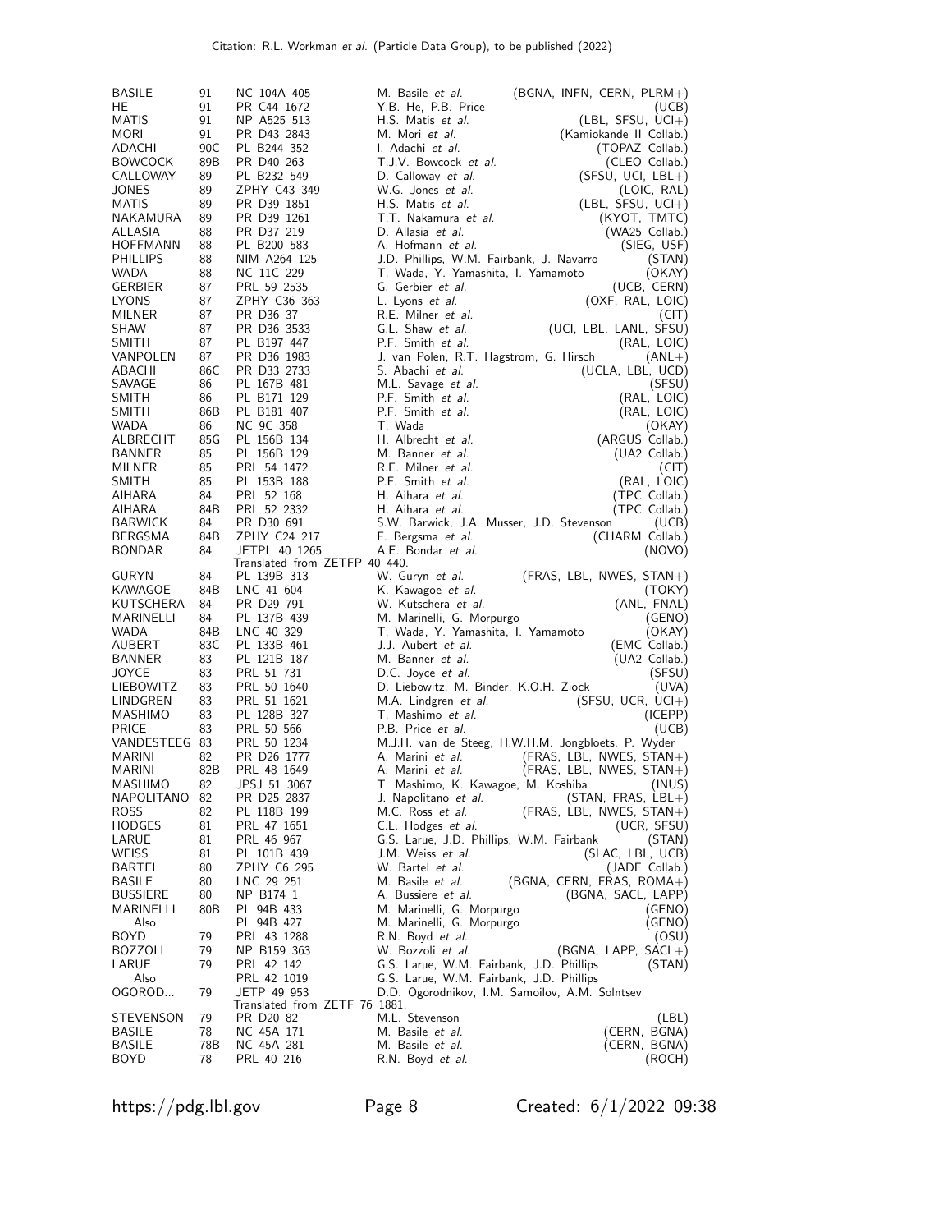| | | | | |
|---|---|---|---|---|
| BASILE | 91 | NC 104A 405 | M. Basile *et al.* | (BGNA, INFN, CERN, PLRM+) |
| HE | 91 | PR C44 1672 | Y.B. He, P.B. Price | (UCB) |
| MATIS | 91 | NP A525 513 | H.S. Matis *et al.* | (LBL, SFSU, UCI+) |
| MORI | 91 | PR D43 2843 | M. Mori *et al.* | (Kamiokande II Collab.) |
| ADACHI | 90C | PL B244 352 | I. Adachi *et al.* | (TOPAZ Collab.) |
| BOWCOCK | 89B | PR D40 263 | T.J.V. Bowcock *et al.* | (CLEO Collab.) |
| CALLOWAY | 89 | PL B232 549 | D. Calloway *et al.* | (SFSU, UCI, LBL+) |
| JONES | 89 | ZPHY C43 349 | W.G. Jones *et al.* | (LOIC, RAL) |
| MATIS | 89 | PR D39 1851 | H.S. Matis *et al.* | (LBL, SFSU, UCI+) |
| NAKAMURA | 89 | PR D39 1261 | T.T. Nakamura *et al.* | (KYOT, TMTC) |
| ALLASIA | 88 | PR D37 219 | D. Allasia *et al.* | (WA25 Collab.) |
| HOFFMANN | 88 | PL B200 583 | A. Hofmann *et al.* | (SIEG, USF) |
| PHILLIPS | 88 | NIM A264 125 | J.D. Phillips, W.M. Fairbank, J. Navarro | (STAN) |
| WADA | 88 | NC 11C 229 | T. Wada, Y. Yamashita, I. Yamamoto | (OKAY) |
| GERBIER | 87 | PRL 59 2535 | G. Gerbier *et al.* | (UCB, CERN) |
| LYONS | 87 | ZPHY C36 363 | L. Lyons *et al.* | (OXF, RAL, LOIC) |
| MILNER | 87 | PR D36 37 | R.E. Milner *et al.* | (CIT) |
| SHAW | 87 | PR D36 3533 | G.L. Shaw *et al.* | (UCI, LBL, LANL, SFSU) |
| SMITH | 87 | PL B197 447 | P.F. Smith *et al.* | (RAL, LOIC) |
| VANPOLEN | 87 | PR D36 1983 | J. van Polen, R.T. Hagstrom, G. Hirsch | (ANL+) |
| ABACHI | 86C | PR D33 2733 | S. Abachi *et al.* | (UCLA, LBL, UCD) |
| SAVAGE | 86 | PL 167B 481 | M.L. Savage *et al.* | (SFSU) |
| SMITH | 86 | PL B171 129 | P.F. Smith *et al.* | (RAL, LOIC) |
| SMITH | 86B | PL B181 407 | P.F. Smith *et al.* | (RAL, LOIC) |
| WADA | 86 | NC 9C 358 | T. Wada | (OKAY) |
| ALBRECHT | 85G | PL 156B 134 | H. Albrecht *et al.* | (ARGUS Collab.) |
| BANNER | 85 | PL 156B 129 | M. Banner *et al.* | (UA2 Collab.) |
| MILNER | 85 | PRL 54 1472 | R.E. Milner *et al.* | (CIT) |
| SMITH | 85 | PL 153B 188 | P.F. Smith *et al.* | (RAL, LOIC) |
| AIHARA | 84 | PRL 52 168 | H. Aihara *et al.* | (TPC Collab.) |
| AIHARA | 84B | PRL 52 2332 | H. Aihara *et al.* | (TPC Collab.) |
| BARWICK | 84 | PR D30 691 | S.W. Barwick, J.A. Musser, J.D. Stevenson | (UCB) |
| BERGSMA | 84B | ZPHY C24 217 | F. Bergsma *et al.* | (CHARM Collab.) |
| BONDAR | 84 | JETPL 40 1265 | A.E. Bondar *et al.* | (NOVO) |
| | | Translated from ZETFP 40 440. | | |
| GURYN | 84 | PL 139B 313 | W. Guryn *et al.* | (FRAS, LBL, NWES, STAN+) |
| KAWAGOE | 84B | LNC 41 604 | K. Kawagoe *et al.* | (TOKY) |
| KUTSCHERA | 84 | PR D29 791 | W. Kutschera *et al.* | (ANL, FNAL) |
| MARINELLI | 84 | PL 137B 439 | M. Marinelli, G. Morpurgo | (GENO) |
| WADA | 84B | LNC 40 329 | T. Wada, Y. Yamashita, I. Yamamoto | (OKAY) |
| AUBERT | 83C | PL 133B 461 | J.J. Aubert *et al.* | (EMC Collab.) |
| BANNER | 83 | PL 121B 187 | M. Banner *et al.* | (UA2 Collab.) |
| JOYCE | 83 | PRL 51 731 | D.C. Joyce *et al.* | (SFSU) |
| LIEBOWITZ | 83 | PRL 50 1640 | D. Liebowitz, M. Binder, K.O.H. Ziock | (UVA) |
| LINDGREN | 83 | PRL 51 1621 | M.A. Lindgren *et al.* | (SFSU, UCR, UCI+) |
| MASHIMO | 83 | PL 128B 327 | T. Mashimo *et al.* | (ICEPP) |
| PRICE | 83 | PRL 50 566 | P.B. Price *et al.* | (UCB) |
| VANDESTEEG | 83 | PRL 50 1234 | M.J.H. van de Steeg, H.W.H.M. Jongbloets, P. Wyder | |
| MARINI | 82 | PR D26 1777 | A. Marini *et al.* | (FRAS, LBL, NWES, STAN+) |
| MARINI | 82B | PRL 48 1649 | A. Marini *et al.* | (FRAS, LBL, NWES, STAN+) |
| MASHIMO | 82 | JPSJ 51 3067 | T. Mashimo, K. Kawagoe, M. Koshiba | (INUS) |
| NAPOLITANO | 82 | PR D25 2837 | J. Napolitano *et al.* | (STAN, FRAS, LBL+) |
| ROSS | 82 | PL 118B 199 | M.C. Ross *et al.* | (FRAS, LBL, NWES, STAN+) |
| HODGES | 81 | PRL 47 1651 | C.L. Hodges *et al.* | (UCR, SFSU) |
| LARUE | 81 | PRL 46 967 | G.S. Larue, J.D. Phillips, W.M. Fairbank | (STAN) |
| WEISS | 81 | PL 101B 439 | J.M. Weiss *et al.* | (SLAC, LBL, UCB) |
| BARTEL | 80 | ZPHY C6 295 | W. Bartel *et al.* | (JADE Collab.) |
| BASILE | 80 | LNC 29 251 | M. Basile *et al.* | (BGNA, CERN, FRAS, ROMA+) |
| BUSSIERE | 80 | NP B174 1 | A. Bussiere *et al.* | (BGNA, SACL, LAPP) |
| MARINELLI | 80B | PL 94B 433 | M. Marinelli, G. Morpurgo | (GENO) |
| Also | | PL 94B 427 | M. Marinelli, G. Morpurgo | (GENO) |
| BOYD | 79 | PRL 43 1288 | R.N. Boyd *et al.* | (OSU) |
| BOZZOLI | 79 | NP B159 363 | W. Bozzoli *et al.* | (BGNA, LAPP, SACL+) |
| LARUE | 79 | PRL 42 142 | G.S. Larue, W.M. Fairbank, J.D. Phillips | (STAN) |
| Also | | PRL 42 1019 | G.S. Larue, W.M. Fairbank, J.D. Phillips | |
| OGOROD... | 79 | JETP 49 953 | D.D. Ogorodnikov, I.M. Samoilov, A.M. Solntsev | |
| | | Translated from ZETF 76 1881. | | |
| STEVENSON | 79 | PR D20 82 | M.L. Stevenson | (LBL) |
| BASILE | 78 | NC 45A 171 | M. Basile *et al.* | (CERN, BGNA) |
| BASILE | 78B | NC 45A 281 | M. Basile *et al.* | (CERN, BGNA) |
| BOYD | 78 | PRL 40 216 | R.N. Boyd *et al.* | (ROCH) |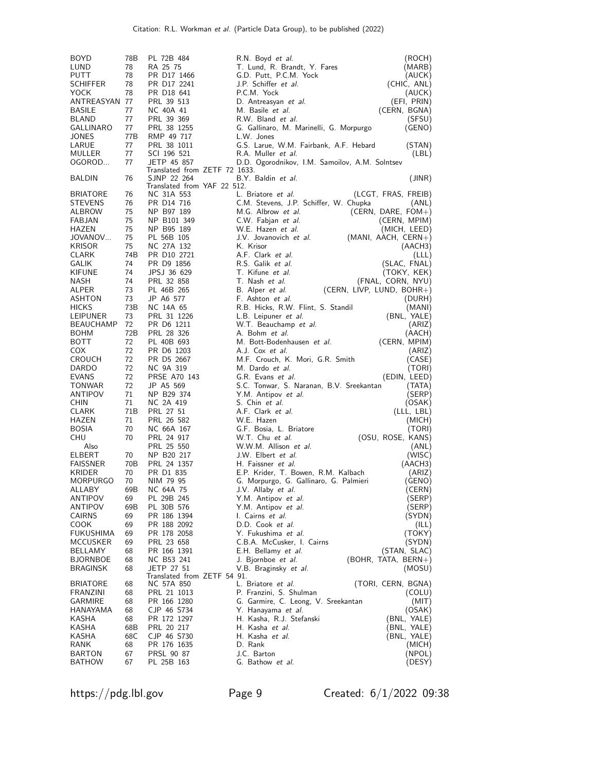| | | | | |
|---|---|---|---|---|
| BOYD | 78B | PL 72B 484 | R.N. Boyd *et al.* | (ROCH) |
| LUND | 78 | RA 25 75 | T. Lund, R. Brandt, Y. Fares | (MARB) |
| PUTT | 78 | PR D17 1466 | G.D. Putt, P.C.M. Yock | (AUCK) |
| SCHIFFER | 78 | PR D17 2241 | J.P. Schiffer *et al.* | (CHIC, ANL) |
| YOCK | 78 | PR D18 641 | P.C.M. Yock | (AUCK) |
| ANTREASYAN | 77 | PRL 39 513 | D. Antreasyan *et al.* | (EFI, PRIN) |
| BASILE | 77 | NC 40A 41 | M. Basile *et al.* | (CERN, BGNA) |
| BLAND | 77 | PRL 39 369 | R.W. Bland *et al.* | (SFSU) |
| GALLINARO | 77 | PRL 38 1255 | G. Gallinaro, M. Marinelli, G. Morpurgo | (GENO) |
| JONES | 77B | RMP 49 717 | L.W. Jones | |
| LARUE | 77 | PRL 38 1011 | G.S. Larue, W.M. Fairbank, A.F. Hebard | (STAN) |
| MULLER | 77 | SCI 196 521 | R.A. Muller *et al.* | (LBL) |
| OGOROD... | 77 | JETP 45 857 | D.D. Ogorodnikov, I.M. Samoilov, A.M. Solntsev | |
| | | Translated from ZETF 72 1633. | | |
| BALDIN | 76 | SJNP 22 264 | B.Y. Baldin *et al.* | (JINR) |
| | | Translated from YAF 22 512. | | |
| BRIATORE | 76 | NC 31A 553 | L. Briatore *et al.* | (LCGT, FRAS, FREIB) |
| STEVENS | 76 | PR D14 716 | C.M. Stevens, J.P. Schiffer, W. Chupka | (ANL) |
| ALBROW | 75 | NP B97 189 | M.G. Albrow *et al.* | (CERN, DARE, FOM+) |
| FABJAN | 75 | NP B101 349 | C.W. Fabjan *et al.* | (CERN, MPIM) |
| HAZEN | 75 | NP B95 189 | W.E. Hazen *et al.* | (MICH, LEED) |
| JOVANOV... | 75 | PL 56B 105 | J.V. Jovanovich *et al.* | (MANI, AACH, CERN+) |
| KRISOR | 75 | NC 27A 132 | K. Krisor | (AACH3) |
| CLARK | 74B | PR D10 2721 | A.F. Clark *et al.* | (LLL) |
| GALIK | 74 | PR D9 1856 | R.S. Galik *et al.* | (SLAC, FNAL) |
| KIFUNE | 74 | JPSJ 36 629 | T. Kifune *et al.* | (TOKY, KEK) |
| NASH | 74 | PRL 32 858 | T. Nash *et al.* | (FNAL, CORN, NYU) |
| ALPER | 73 | PL 46B 265 | B. Alper *et al.* | (CERN, LIVP, LUND, BOHR+) |
| ASHTON | 73 | JP A6 577 | F. Ashton *et al.* | (DURH) |
| HICKS | 73B | NC 14A 65 | R.B. Hicks, R.W. Flint, S. Standil | (MANI) |
| LEIPUNER | 73 | PRL 31 1226 | L.B. Leipuner *et al.* | (BNL, YALE) |
| BEAUCHAMP | 72 | PR D6 1211 | W.T. Beauchamp *et al.* | (ARIZ) |
| BOHM | 72B | PRL 28 326 | A. Bohm *et al.* | (AACH) |
| BOTT | 72 | PL 40B 693 | M. Bott-Bodenhausen *et al.* | (CERN, MPIM) |
| COX | 72 | PR D6 1203 | A.J. Cox *et al.* | (ARIZ) |
| CROUCH | 72 | PR D5 2667 | M.F. Crouch, K. Mori, G.R. Smith | (CASE) |
| DARDO | 72 | NC 9A 319 | M. Dardo *et al.* | (TORI) |
| EVANS | 72 | PRSE A70 143 | G.R. Evans *et al.* | (EDIN, LEED) |
| TONWAR | 72 | JP A5 569 | S.C. Tonwar, S. Naranan, B.V. Sreekantan | (TATA) |
| ANTIPOV | 71 | NP B29 374 | Y.M. Antipov *et al.* | (SERP) |
| CHIN | 71 | NC 2A 419 | S. Chin *et al.* | (OSAK) |
| CLARK | 71B | PRL 27 51 | A.F. Clark *et al.* | (LLL, LBL) |
| HAZEN | 71 | PRL 26 582 | W.E. Hazen | (MICH) |
| BOSIA | 70 | NC 66A 167 | G.F. Bosia, L. Briatore | (TORI) |
| CHU | 70 | PRL 24 917 | W.T. Chu *et al.* | (OSU, ROSE, KANS) |
| Also | | PRL 25 550 | W.W.M. Allison *et al.* | (ANL) |
| ELBERT | 70 | NP B20 217 | J.W. Elbert *et al.* | (WISC) |
| FAISSNER | 70B | PRL 24 1357 | H. Faissner *et al.* | (AACH3) |
| KRIDER | 70 | PR D1 835 | E.P. Krider, T. Bowen, R.M. Kalbach | (ARIZ) |
| MORPURGO | 70 | NIM 79 95 | G. Morpurgo, G. Gallinaro, G. Palmieri | (GENO) |
| ALLABY | 69B | NC 64A 75 | J.V. Allaby *et al.* | (CERN) |
| ANTIPOV | 69 | PL 29B 245 | Y.M. Antipov *et al.* | (SERP) |
| ANTIPOV | 69B | PL 30B 576 | Y.M. Antipov *et al.* | (SERP) |
| CAIRNS | 69 | PR 186 1394 | I. Cairns *et al.* | (SYDN) |
| COOK | 69 | PR 188 2092 | D.D. Cook *et al.* | (ILL) |
| FUKUSHIMA | 69 | PR 178 2058 | Y. Fukushima *et al.* | (TOKY) |
| MCCUSKER | 69 | PRL 23 658 | C.B.A. McCusker, I. Cairns | (SYDN) |
| BELLAMY | 68 | PR 166 1391 | E.H. Bellamy *et al.* | (STAN, SLAC) |
| BJORNBOE | 68 | NC B53 241 | J. Bjornboe *et al.* | (BOHR, TATA, BERN+) |
| BRAGINSK | 68 | JETP 27 51 | V.B. Braginsky *et al.* | (MOSU) |
| | | Translated from ZETF 54 91. | | |
| BRIATORE | 68 | NC 57A 850 | L. Briatore *et al.* | (TORI, CERN, BGNA) |
| FRANZINI | 68 | PRL 21 1013 | P. Franzini, S. Shulman | (COLU) |
| GARMIRE | 68 | PR 166 1280 | G. Garmire, C. Leong, V. Sreekantan | (MIT) |
| HANAYAMA | 68 | CJP 46 S734 | Y. Hanayama *et al.* | (OSAK) |
| KASHA | 68 | PR 172 1297 | H. Kasha, R.J. Stefanski | (BNL, YALE) |
| KASHA | 68B | PRL 20 217 | H. Kasha *et al.* | (BNL, YALE) |
| KASHA | 68C | CJP 46 S730 | H. Kasha *et al.* | (BNL, YALE) |
| RANK | 68 | PR 176 1635 | D. Rank | (MICH) |
| BARTON | 67 | PRSL 90 87 | J.C. Barton | (NPOL) |
| BATHOW | 67 | PL 25B 163 | G. Bathow *et al.* | (DESY) |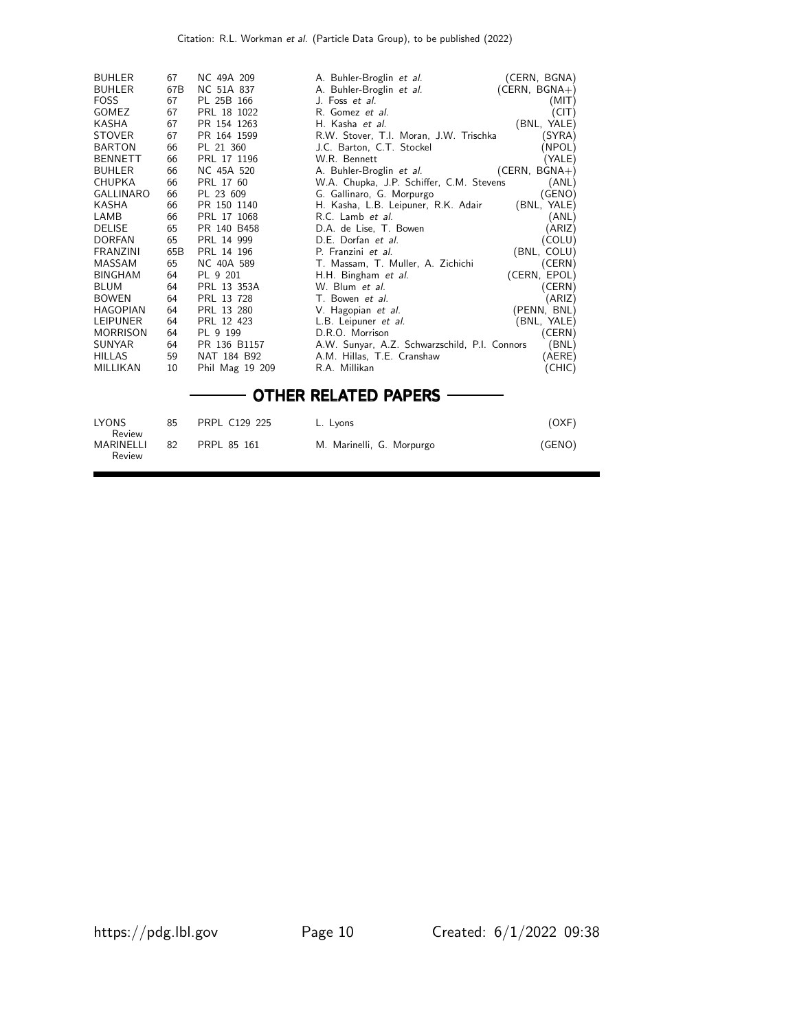| | | | | |
|---|---|---|---|---|
| BUHLER | 67 | NC 49A 209 | A. Buhler-Broglin *et al.* | (CERN, BGNA) |
| BUHLER | 67B | NC 51A 837 | A. Buhler-Broglin *et al.* | (CERN, BGNA+) |
| FOSS | 67 | PL 25B 166 | J. Foss *et al.* | (MIT) |
| GOMEZ | 67 | PRL 18 1022 | R. Gomez *et al.* | (CIT) |
| KASHA | 67 | PR 154 1263 | H. Kasha *et al.* | (BNL, YALE) |
| STOVER | 67 | PR 164 1599 | R.W. Stover, T.I. Moran, J.W. Trischka | (SYRA) |
| BARTON | 66 | PL 21 360 | J.C. Barton, C.T. Stockel | (NPOL) |
| BENNETT | 66 | PRL 17 1196 | W.R. Bennett | (YALE) |
| BUHLER | 66 | NC 45A 520 | A. Buhler-Broglin *et al.* | (CERN, BGNA+) |
| CHUPKA | 66 | PRL 17 60 | W.A. Chupka, J.P. Schiffer, C.M. Stevens | (ANL) |
| GALLINARO | 66 | PL 23 609 | G. Gallinaro, G. Morpurgo | (GENO) |
| KASHA | 66 | PR 150 1140 | H. Kasha, L.B. Leipuner, R.K. Adair | (BNL, YALE) |
| LAMB | 66 | PRL 17 1068 | R.C. Lamb *et al.* | (ANL) |
| DELISE | 65 | PR 140 B458 | D.A. de Lise, T. Bowen | (ARIZ) |
| DORFAN | 65 | PRL 14 999 | D.E. Dorfan *et al.* | (COLU) |
| FRANZINI | 65B | PRL 14 196 | P. Franzini *et al.* | (BNL, COLU) |
| MASSAM | 65 | NC 40A 589 | T. Massam, T. Muller, A. Zichichi | (CERN) |
| BINGHAM | 64 | PL 9 201 | H.H. Bingham *et al.* | (CERN, EPOL) |
| BLUM | 64 | PRL 13 353A | W. Blum *et al.* | (CERN) |
| BOWEN | 64 | PRL 13 728 | T. Bowen *et al.* | (ARIZ) |
| HAGOPIAN | 64 | PRL 13 280 | V. Hagopian *et al.* | (PENN, BNL) |
| LEIPUNER | 64 | PRL 12 423 | L.B. Leipuner *et al.* | (BNL, YALE) |
| MORRISON | 64 | PL 9 199 | D.R.O. Morrison | (CERN) |
| SUNYAR | 64 | PR 136 B1157 | A.W. Sunyar, A.Z. Schwarzschild, P.I. Connors | (BNL) |
| HILLAS | 59 | NAT 184 B92 | A.M. Hillas, T.E. Cranshaw | (AERE) |
| MILLIKAN | 10 | Phil Mag 19 209 | R.A. Millikan | (CHIC) |

## OTHER RELATED PAPERS

| | | | | |
|---|---|---|---|---|
| LYONS<br>Review | 85 | PRPL C129 225 | L. Lyons | (OXF) |
| MARINELLI<br>Review | 82 | PRPL 85 161 | M. Marinelli, G. Morpurgo | (GENO) |